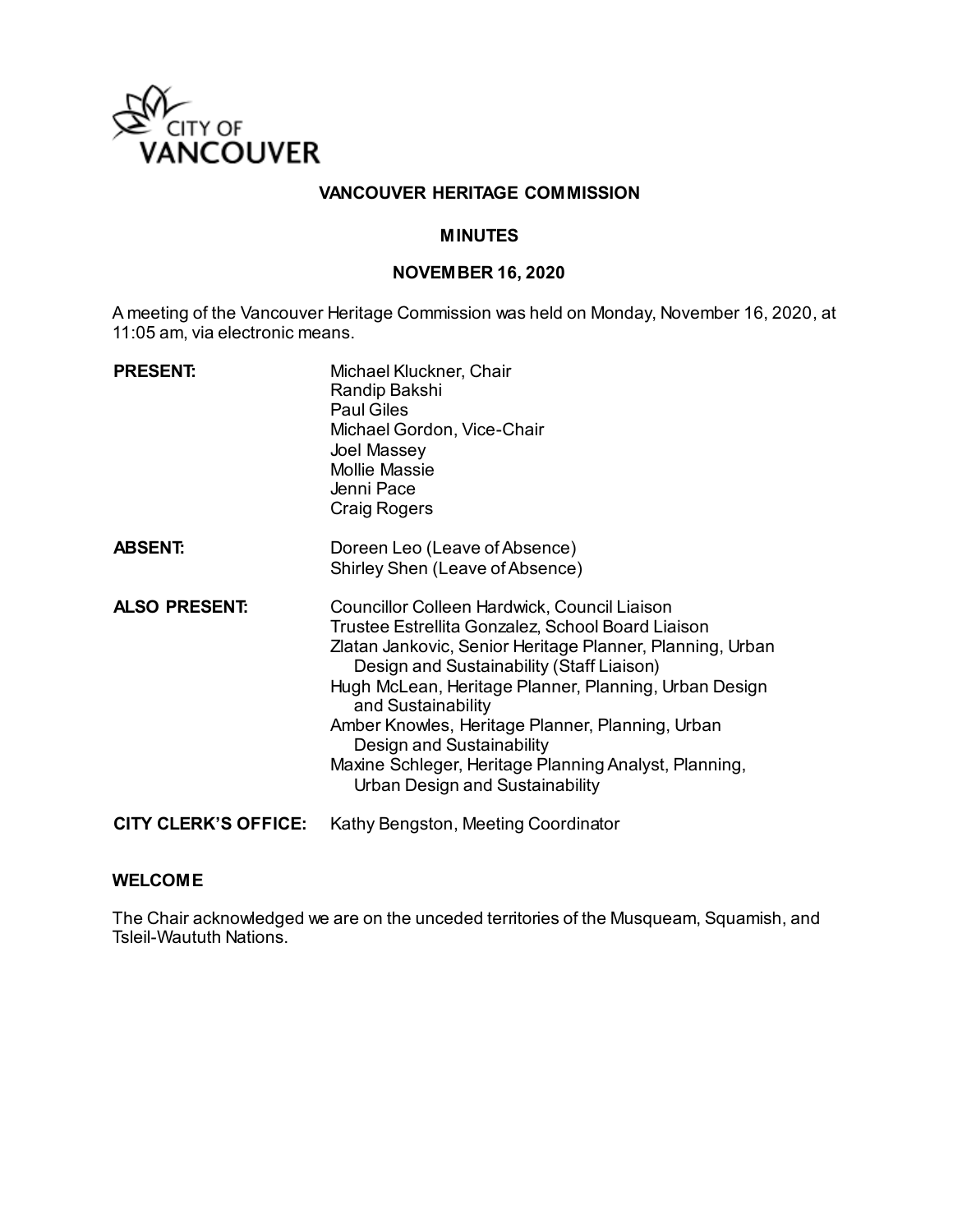CITY OF VANCOUVER

# VANCOUVER HERITAGE COMMISSION

## MINUTES

## NOVEMBER 16, 2020

A meeting of the Vancouver Heritage Commission was held on Monday, November 16, 2020, at 11:05 am, via electronic means.

| | |
|---|---|
| **PRESENT:** | Michael Kluckner, Chair<br>Randip Bakshi<br>Paul Giles<br>Michael Gordon, Vice-Chair<br>Joel Massey<br>Mollie Massie<br>Jenni Pace<br>Craig Rogers |
| **ABSENT:** | Doreen Leo (Leave of Absence)<br>Shirley Shen (Leave of Absence) |
| **ALSO PRESENT:** | Councillor Colleen Hardwick, Council Liaison<br>Trustee Estrellita Gonzalez, School Board Liaison<br>Zlatan Jankovic, Senior Heritage Planner, Planning, Urban Design and Sustainability (Staff Liaison)<br>Hugh McLean, Heritage Planner, Planning, Urban Design and Sustainability<br>Amber Knowles, Heritage Planner, Planning, Urban Design and Sustainability<br>Maxine Schleger, Heritage Planning Analyst, Planning, Urban Design and Sustainability |
| **CITY CLERK'S OFFICE:** | Kathy Bengston, Meeting Coordinator |

**WELCOME**

The Chair acknowledged we are on the unceded territories of the Musqueam, Squamish, and Tsleil-Waututh Nations.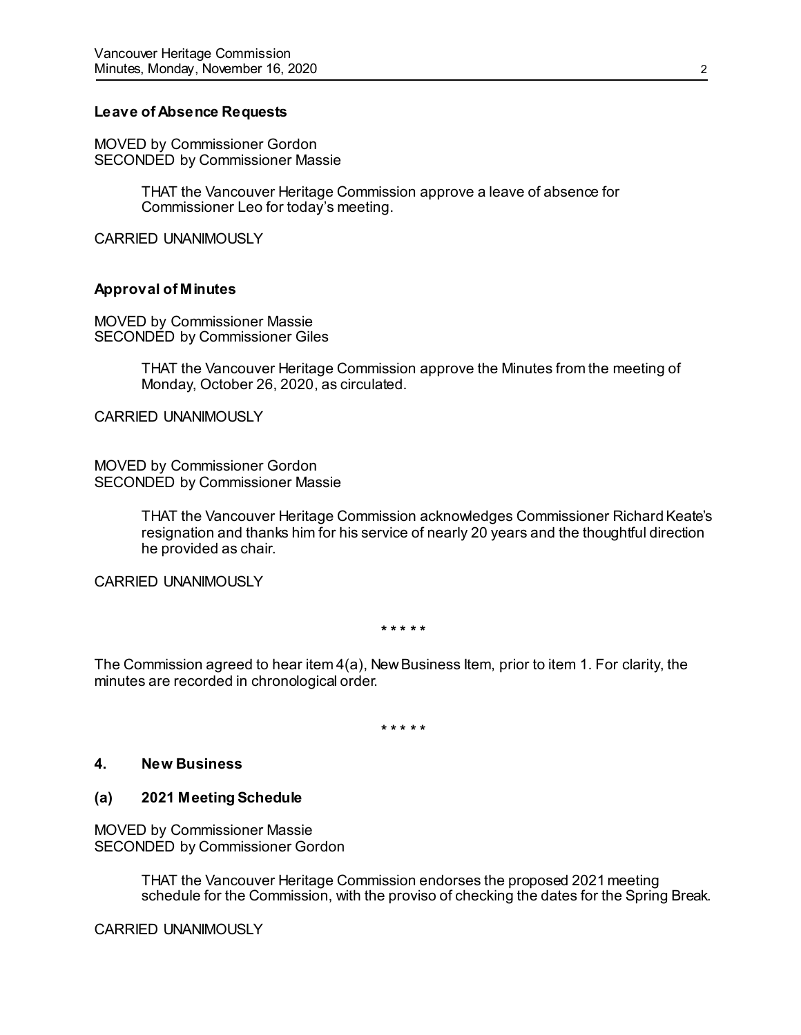**Leave of Absence Requests**

MOVED by Commissioner Gordon
SECONDED by Commissioner Massie

> THAT the Vancouver Heritage Commission approve a leave of absence for Commissioner Leo for today's meeting.

CARRIED UNANIMOUSLY

**Approval of Minutes**

MOVED by Commissioner Massie
SECONDED by Commissioner Giles

> THAT the Vancouver Heritage Commission approve the Minutes from the meeting of Monday, October 26, 2020, as circulated.

CARRIED UNANIMOUSLY

MOVED by Commissioner Gordon
SECONDED by Commissioner Massie

> THAT the Vancouver Heritage Commission acknowledges Commissioner Richard Keate's resignation and thanks him for his service of nearly 20 years and the thoughtful direction he provided as chair.

CARRIED UNANIMOUSLY

\* \* \* \* \*

The Commission agreed to hear item 4(a), New Business Item, prior to item 1. For clarity, the minutes are recorded in chronological order.

\* \* \* \* \*

## 4. New Business

### (a) 2021 Meeting Schedule

MOVED by Commissioner Massie
SECONDED by Commissioner Gordon

> THAT the Vancouver Heritage Commission endorses the proposed 2021 meeting schedule for the Commission, with the proviso of checking the dates for the Spring Break.

CARRIED UNANIMOUSLY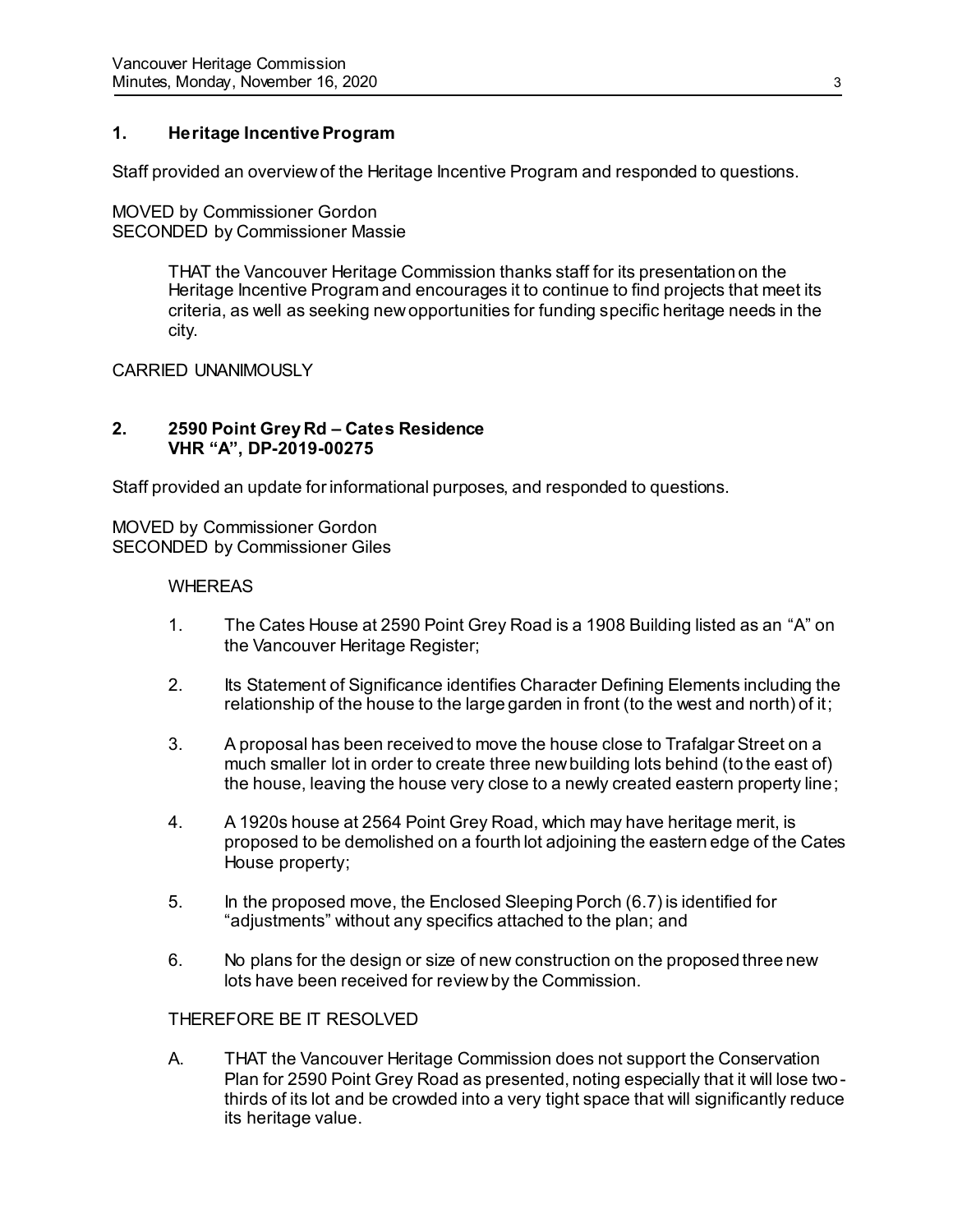## 1. Heritage Incentive Program

Staff provided an overview of the Heritage Incentive Program and responded to questions.

MOVED by Commissioner Gordon
SECONDED by Commissioner Massie

> THAT the Vancouver Heritage Commission thanks staff for its presentation on the Heritage Incentive Program and encourages it to continue to find projects that meet its criteria, as well as seeking new opportunities for funding specific heritage needs in the city.

CARRIED UNANIMOUSLY

## 2. 2590 Point Grey Rd – Cates Residence VHR "A", DP-2019-00275

Staff provided an update for informational purposes, and responded to questions.

MOVED by Commissioner Gordon
SECONDED by Commissioner Giles

WHEREAS

1. The Cates House at 2590 Point Grey Road is a 1908 Building listed as an "A" on the Vancouver Heritage Register;
2. Its Statement of Significance identifies Character Defining Elements including the relationship of the house to the large garden in front (to the west and north) of it;
3. A proposal has been received to move the house close to Trafalgar Street on a much smaller lot in order to create three new building lots behind (to the east of) the house, leaving the house very close to a newly created eastern property line;
4. A 1920s house at 2564 Point Grey Road, which may have heritage merit, is proposed to be demolished on a fourth lot adjoining the eastern edge of the Cates House property;
5. In the proposed move, the Enclosed Sleeping Porch (6.7) is identified for "adjustments" without any specifics attached to the plan; and
6. No plans for the design or size of new construction on the proposed three new lots have been received for review by the Commission.

THEREFORE BE IT RESOLVED

A. THAT the Vancouver Heritage Commission does not support the Conservation Plan for 2590 Point Grey Road as presented, noting especially that it will lose two-thirds of its lot and be crowded into a very tight space that will significantly reduce its heritage value.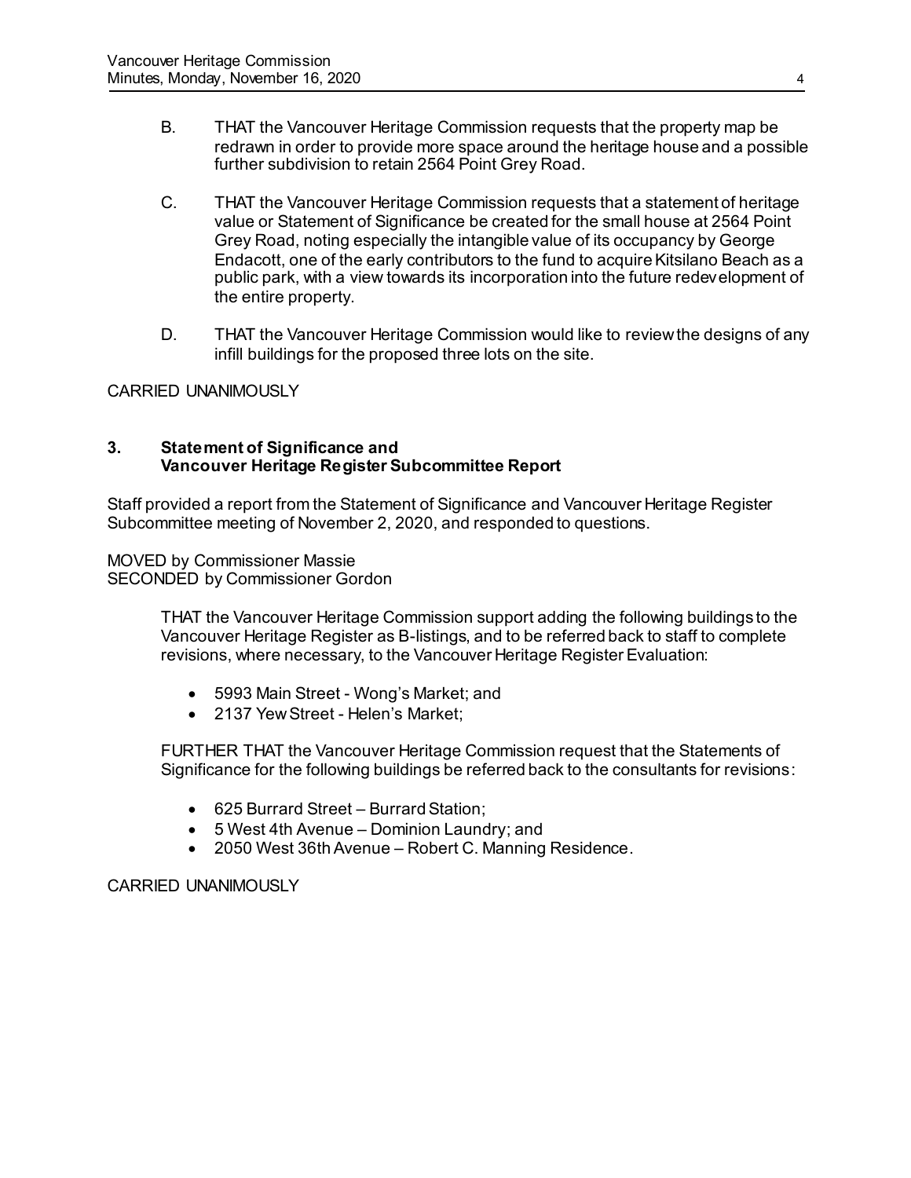B. THAT the Vancouver Heritage Commission requests that the property map be redrawn in order to provide more space around the heritage house and a possible further subdivision to retain 2564 Point Grey Road.

C. THAT the Vancouver Heritage Commission requests that a statement of heritage value or Statement of Significance be created for the small house at 2564 Point Grey Road, noting especially the intangible value of its occupancy by George Endacott, one of the early contributors to the fund to acquire Kitsilano Beach as a public park, with a view towards its incorporation into the future redevelopment of the entire property.

D. THAT the Vancouver Heritage Commission would like to review the designs of any infill buildings for the proposed three lots on the site.

CARRIED UNANIMOUSLY

### 3. Statement of Significance and Vancouver Heritage Register Subcommittee Report

Staff provided a report from the Statement of Significance and Vancouver Heritage Register Subcommittee meeting of November 2, 2020, and responded to questions.

MOVED by Commissioner Massie
SECONDED by Commissioner Gordon

> THAT the Vancouver Heritage Commission support adding the following buildings to the Vancouver Heritage Register as B-listings, and to be referred back to staff to complete revisions, where necessary, to the Vancouver Heritage Register Evaluation:
>
> - 5993 Main Street - Wong's Market; and
> - 2137 Yew Street - Helen's Market;
>
> FURTHER THAT the Vancouver Heritage Commission request that the Statements of Significance for the following buildings be referred back to the consultants for revisions:
>
> - 625 Burrard Street – Burrard Station;
> - 5 West 4th Avenue – Dominion Laundry; and
> - 2050 West 36th Avenue – Robert C. Manning Residence.

CARRIED UNANIMOUSLY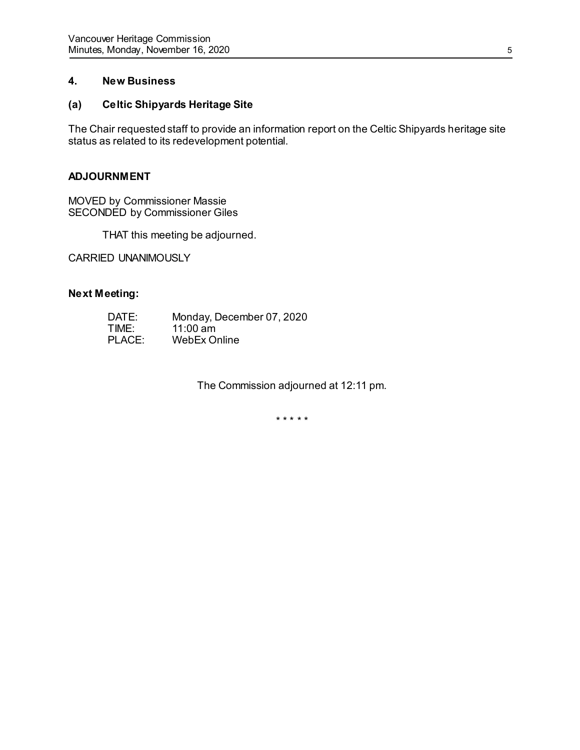## 4. New Business

### (a) Celtic Shipyards Heritage Site

The Chair requested staff to provide an information report on the Celtic Shipyards heritage site status as related to its redevelopment potential.

## ADJOURNMENT

MOVED by Commissioner Massie
SECONDED by Commissioner Giles

THAT this meeting be adjourned.

CARRIED UNANIMOUSLY

**Next Meeting:**

DATE: Monday, December 07, 2020
TIME: 11:00 am
PLACE: WebEx Online

The Commission adjourned at 12:11 pm.

* * * * *